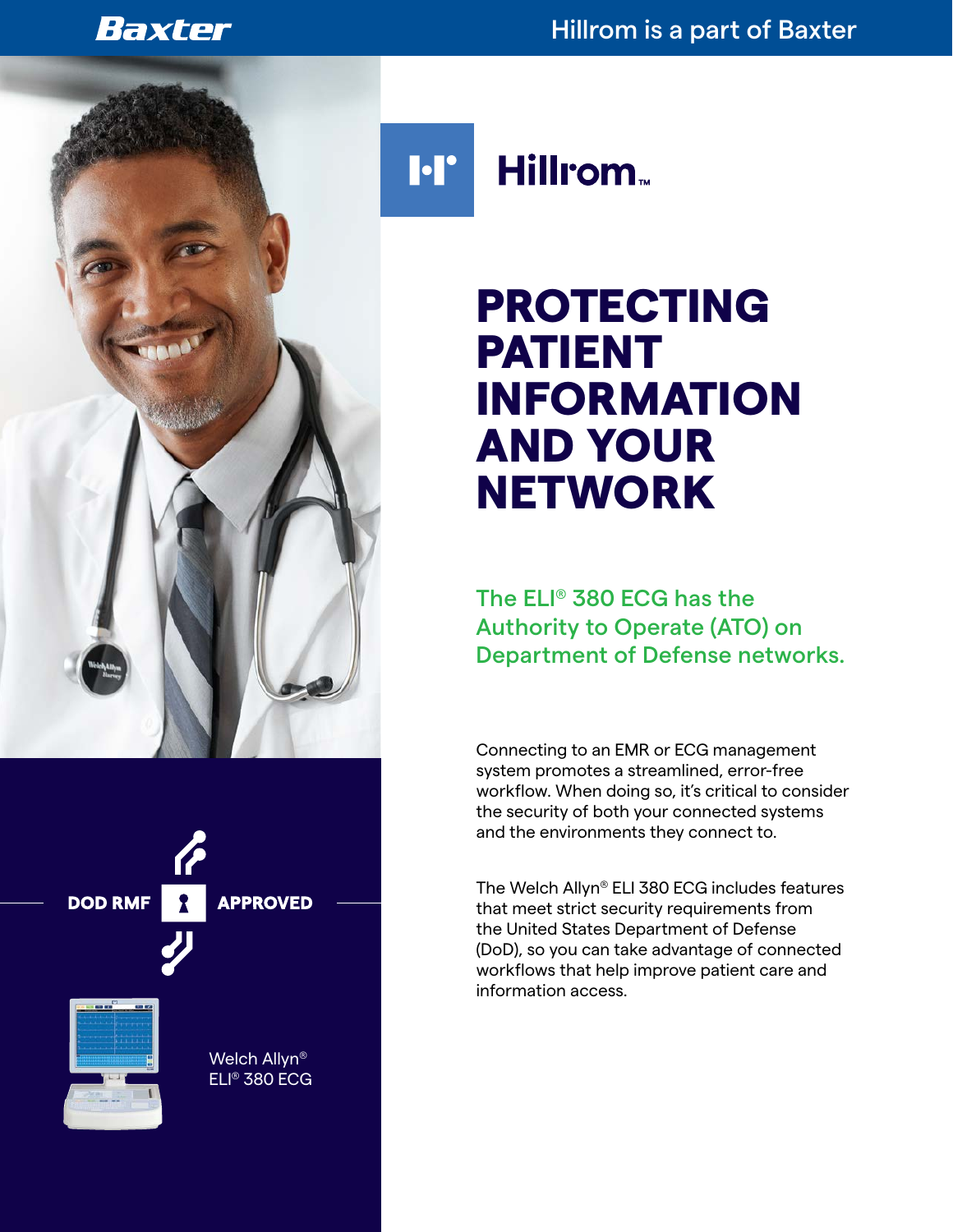Baxter

Hillrom is a part of Baxter

Hillrom™

# PROTECTING PATIENT INFORMATION AND YOUR NETWORK

## The ELI® 380 ECG has the Authority to Operate (ATO) on Department of Defense networks.

Connecting to an EMR or ECG management system promotes a streamlined, error-free workflow. When doing so, it's critical to consider the security of both your connected systems and the environments they connect to.

The Welch Allyn® ELI 380 ECG includes features that meet strict security requirements from the United States Department of Defense (DoD), so you can take advantage of connected workflows that help improve patient care and information access.

**DOD RMF APPROVED**

Welch Allyn® ELI® 380 ECG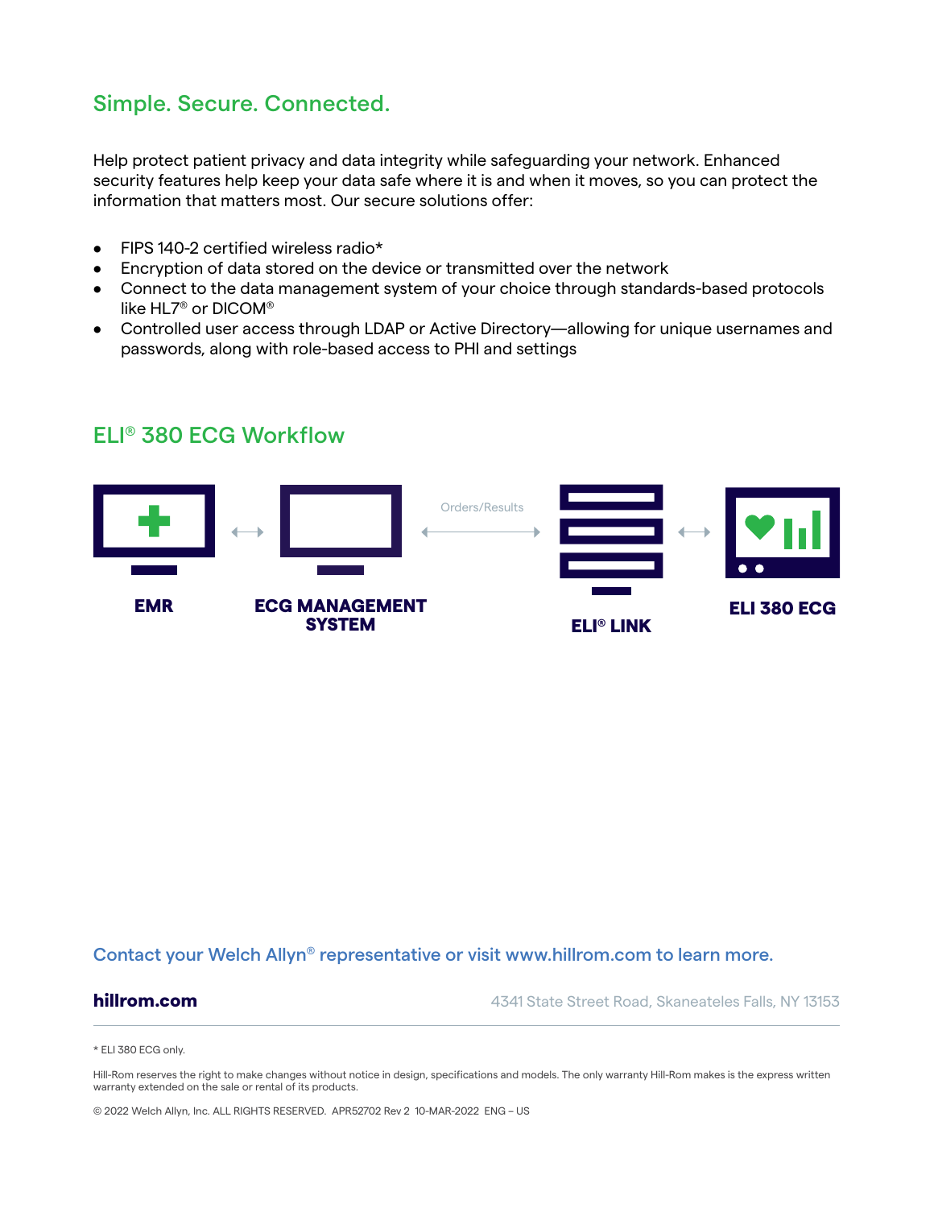## Simple. Secure. Connected.

Help protect patient privacy and data integrity while safeguarding your network. Enhanced security features help keep your data safe where it is and when it moves, so you can protect the information that matters most. Our secure solutions offer:

- FIPS 140-2 certified wireless radio*
- Encryption of data stored on the device or transmitted over the network
- Connect to the data management system of your choice through standards-based protocols like HL7® or DICOM®
- Controlled user access through LDAP or Active Directory—allowing for unique usernames and passwords, along with role-based access to PHI and settings

## ELI® 380 ECG Workflow

EMR

ECG MANAGEMENT SYSTEM

Orders/Results

ELI® LINK

ELI 380 ECG

Contact your Welch Allyn® representative or visit www.hillrom.com to learn more.

**hillrom.com**

4341 State Street Road, Skaneateles Falls, NY 13153

* ELI 380 ECG only.

Hill-Rom reserves the right to make changes without notice in design, specifications and models. The only warranty Hill-Rom makes is the express written warranty extended on the sale or rental of its products.

© 2022 Welch Allyn, Inc. ALL RIGHTS RESERVED. APR52702 Rev 2 10-MAR-2022 ENG – US